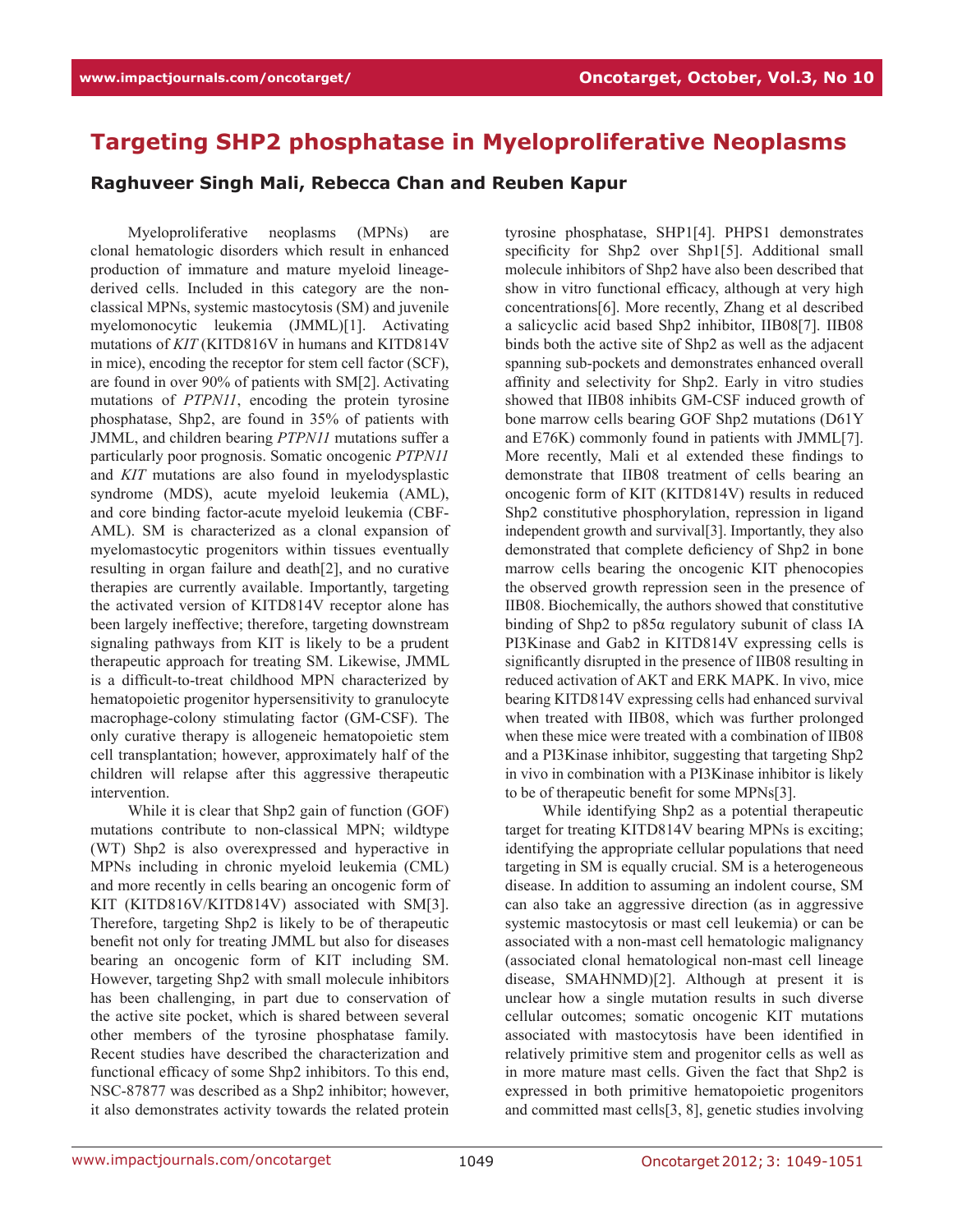# Targeting SHP2 phosphatase in Myeloproliferative Neoplasms

### Raghuveer Singh Mali, Rebecca Chan and Reuben Kapur

Myeloproliferative neoplasms (MPNs) are clonal hematologic disorders which result in enhanced production of immature and mature myeloid lineage-derived cells. Included in this category are the non-classical MPNs, systemic mastocytosis (SM) and juvenile myelomonocytic leukemia (JMML)[1]. Activating mutations of *KIT* (KITD816V in humans and KITD814V in mice), encoding the receptor for stem cell factor (SCF), are found in over 90% of patients with SM[2]. Activating mutations of *PTPN11*, encoding the protein tyrosine phosphatase, Shp2, are found in 35% of patients with JMML, and children bearing *PTPN11* mutations suffer a particularly poor prognosis. Somatic oncogenic *PTPN11* and *KIT* mutations are also found in myelodysplastic syndrome (MDS), acute myeloid leukemia (AML), and core binding factor-acute myeloid leukemia (CBF-AML). SM is characterized as a clonal expansion of myelomastocytic progenitors within tissues eventually resulting in organ failure and death[2], and no curative therapies are currently available. Importantly, targeting the activated version of KITD814V receptor alone has been largely ineffective; therefore, targeting downstream signaling pathways from KIT is likely to be a prudent therapeutic approach for treating SM. Likewise, JMML is a difficult-to-treat childhood MPN characterized by hematopoietic progenitor hypersensitivity to granulocyte macrophage-colony stimulating factor (GM-CSF). The only curative therapy is allogeneic hematopoietic stem cell transplantation; however, approximately half of the children will relapse after this aggressive therapeutic intervention.

While it is clear that Shp2 gain of function (GOF) mutations contribute to non-classical MPN; wildtype (WT) Shp2 is also overexpressed and hyperactive in MPNs including in chronic myeloid leukemia (CML) and more recently in cells bearing an oncogenic form of KIT (KITD816V/KITD814V) associated with SM[3]. Therefore, targeting Shp2 is likely to be of therapeutic benefit not only for treating JMML but also for diseases bearing an oncogenic form of KIT including SM. However, targeting Shp2 with small molecule inhibitors has been challenging, in part due to conservation of the active site pocket, which is shared between several other members of the tyrosine phosphatase family. Recent studies have described the characterization and functional efficacy of some Shp2 inhibitors. To this end, NSC-87877 was described as a Shp2 inhibitor; however, it also demonstrates activity towards the related protein tyrosine phosphatase, SHP1[4]. PHPS1 demonstrates specificity for Shp2 over Shp1[5]. Additional small molecule inhibitors of Shp2 have also been described that show in vitro functional efficacy, although at very high concentrations[6]. More recently, Zhang et al described a salicyclic acid based Shp2 inhibitor, IIB08[7]. IIB08 binds both the active site of Shp2 as well as the adjacent spanning sub-pockets and demonstrates enhanced overall affinity and selectivity for Shp2. Early in vitro studies showed that IIB08 inhibits GM-CSF induced growth of bone marrow cells bearing GOF Shp2 mutations (D61Y and E76K) commonly found in patients with JMML[7]. More recently, Mali et al extended these findings to demonstrate that IIB08 treatment of cells bearing an oncogenic form of KIT (KITD814V) results in reduced Shp2 constitutive phosphorylation, repression in ligand independent growth and survival[3]. Importantly, they also demonstrated that complete deficiency of Shp2 in bone marrow cells bearing the oncogenic KIT phenocopies the observed growth repression seen in the presence of IIB08. Biochemically, the authors showed that constitutive binding of Shp2 to p85α regulatory subunit of class IA PI3Kinase and Gab2 in KITD814V expressing cells is significantly disrupted in the presence of IIB08 resulting in reduced activation of AKT and ERK MAPK. In vivo, mice bearing KITD814V expressing cells had enhanced survival when treated with IIB08, which was further prolonged when these mice were treated with a combination of IIB08 and a PI3Kinase inhibitor, suggesting that targeting Shp2 in vivo in combination with a PI3Kinase inhibitor is likely to be of therapeutic benefit for some MPNs[3].

While identifying Shp2 as a potential therapeutic target for treating KITD814V bearing MPNs is exciting; identifying the appropriate cellular populations that need targeting in SM is equally crucial. SM is a heterogeneous disease. In addition to assuming an indolent course, SM can also take an aggressive direction (as in aggressive systemic mastocytosis or mast cell leukemia) or can be associated with a non-mast cell hematologic malignancy (associated clonal hematological non-mast cell lineage disease, SMAHNMD)[2]. Although at present it is unclear how a single mutation results in such diverse cellular outcomes; somatic oncogenic KIT mutations associated with mastocytosis have been identified in relatively primitive stem and progenitor cells as well as in more mature mast cells. Given the fact that Shp2 is expressed in both primitive hematopoietic progenitors and committed mast cells[3, 8], genetic studies involving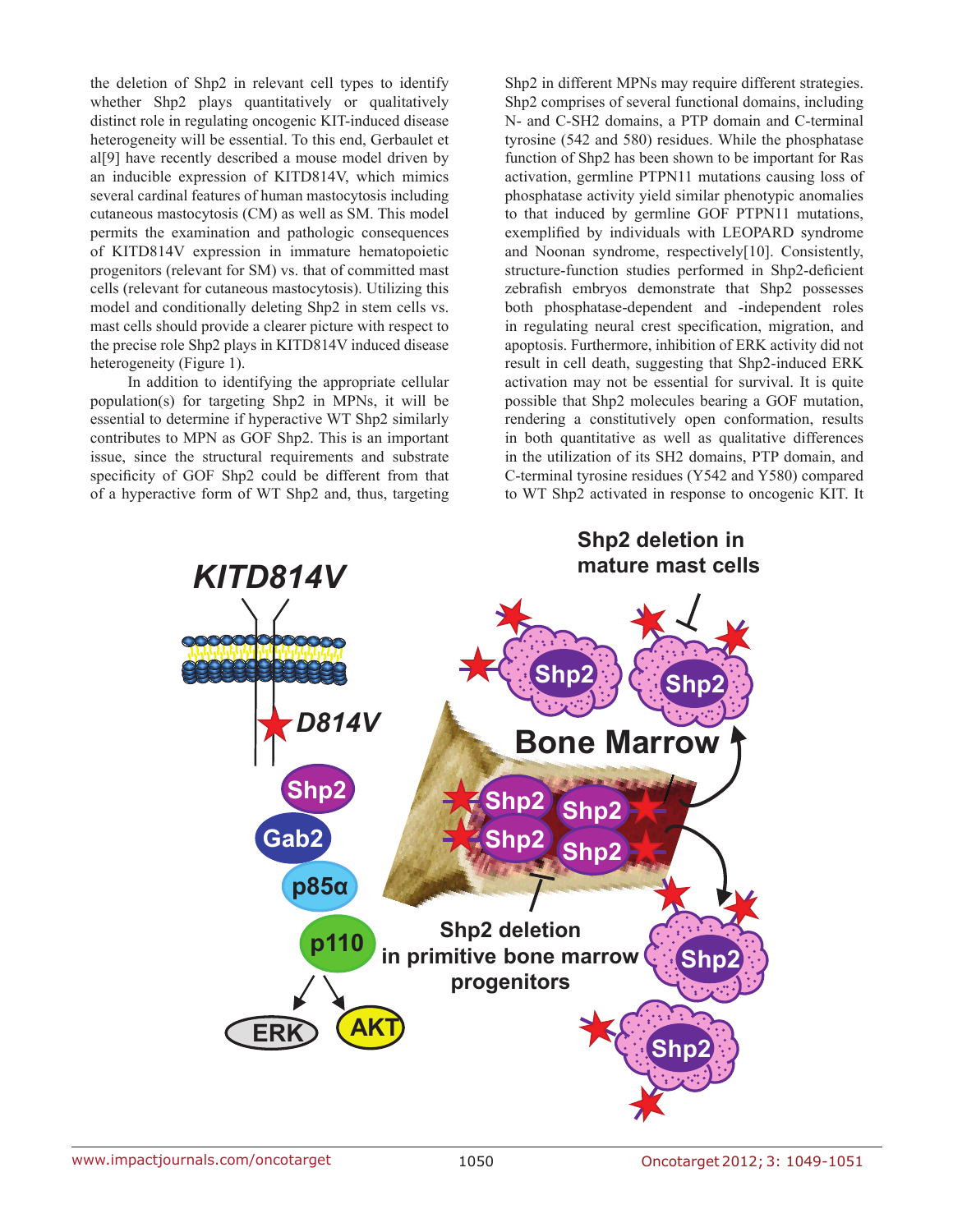the deletion of Shp2 in relevant cell types to identify whether Shp2 plays quantitatively or qualitatively distinct role in regulating oncogenic KIT-induced disease heterogeneity will be essential. To this end, Gerbaulet et al[9] have recently described a mouse model driven by an inducible expression of KITD814V, which mimics several cardinal features of human mastocytosis including cutaneous mastocytosis (CM) as well as SM. This model permits the examination and pathologic consequences of KITD814V expression in immature hematopoietic progenitors (relevant for SM) vs. that of committed mast cells (relevant for cutaneous mastocytosis). Utilizing this model and conditionally deleting Shp2 in stem cells vs. mast cells should provide a clearer picture with respect to the precise role Shp2 plays in KITD814V induced disease heterogeneity (Figure 1).

In addition to identifying the appropriate cellular population(s) for targeting Shp2 in MPNs, it will be essential to determine if hyperactive WT Shp2 similarly contributes to MPN as GOF Shp2. This is an important issue, since the structural requirements and substrate specificity of GOF Shp2 could be different from that of a hyperactive form of WT Shp2 and, thus, targeting Shp2 in different MPNs may require different strategies. Shp2 comprises of several functional domains, including N- and C-SH2 domains, a PTP domain and C-terminal tyrosine (542 and 580) residues. While the phosphatase function of Shp2 has been shown to be important for Ras activation, germline PTPN11 mutations causing loss of phosphatase activity yield similar phenotypic anomalies to that induced by germline GOF PTPN11 mutations, exemplified by individuals with LEOPARD syndrome and Noonan syndrome, respectively[10]. Consistently, structure-function studies performed in Shp2-deficient zebrafish embryos demonstrate that Shp2 possesses both phosphatase-dependent and -independent roles in regulating neural crest specification, migration, and apoptosis. Furthermore, inhibition of ERK activity did not result in cell death, suggesting that Shp2-induced ERK activation may not be essential for survival. It is quite possible that Shp2 molecules bearing a GOF mutation, rendering a constitutively open conformation, results in both quantitative as well as qualitative differences in the utilization of its SH2 domains, PTP domain, and C-terminal tyrosine residues (Y542 and Y580) compared to WT Shp2 activated in response to oncogenic KIT. It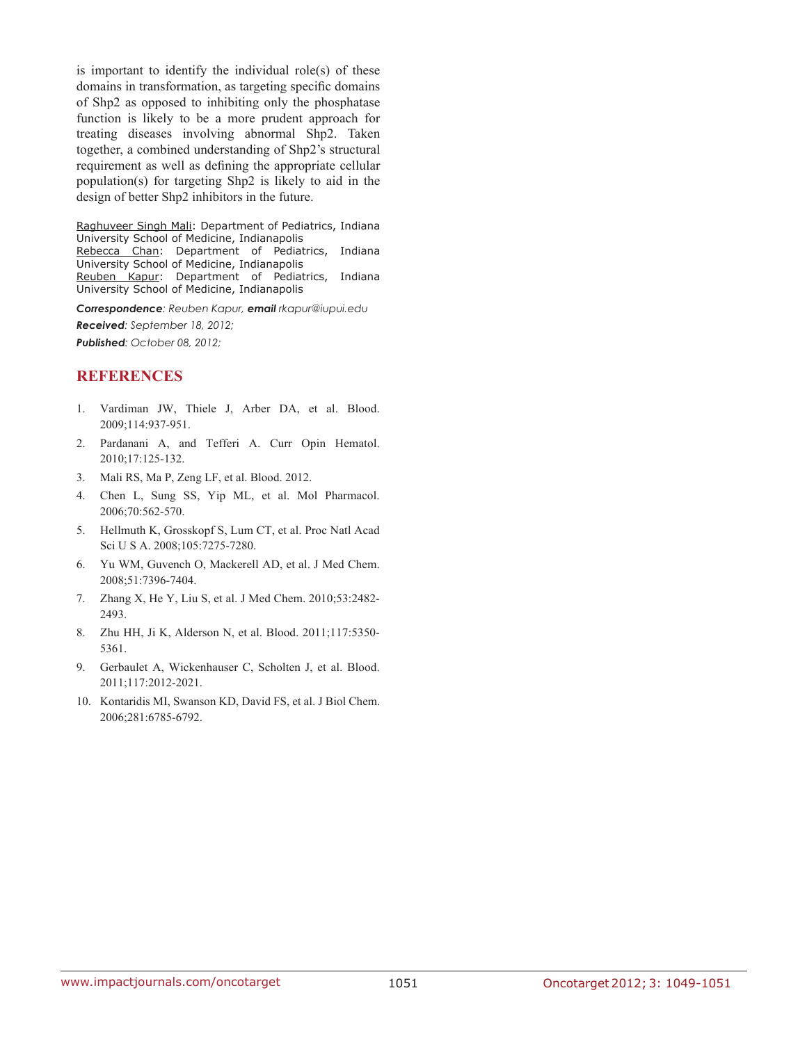is important to identify the individual role(s) of these domains in transformation, as targeting specific domains of Shp2 as opposed to inhibiting only the phosphatase function is likely to be a more prudent approach for treating diseases involving abnormal Shp2. Taken together, a combined understanding of Shp2's structural requirement as well as defining the appropriate cellular population(s) for targeting Shp2 is likely to aid in the design of better Shp2 inhibitors in the future.

Raghuveer Singh Mali: Department of Pediatrics, Indiana University School of Medicine, Indianapolis
Rebecca Chan: Department of Pediatrics, Indiana University School of Medicine, Indianapolis
Reuben Kapur: Department of Pediatrics, Indiana University School of Medicine, Indianapolis

***Correspondence**: Reuben Kapur, **email** rkapur@iupui.edu*

***Received**: September 18, 2012;*

***Published**: October 08, 2012;*

## REFERENCES

1. Vardiman JW, Thiele J, Arber DA, et al. Blood. 2009;114:937-951.
2. Pardanani A, and Tefferi A. Curr Opin Hematol. 2010;17:125-132.
3. Mali RS, Ma P, Zeng LF, et al. Blood. 2012.
4. Chen L, Sung SS, Yip ML, et al. Mol Pharmacol. 2006;70:562-570.
5. Hellmuth K, Grosskopf S, Lum CT, et al. Proc Natl Acad Sci U S A. 2008;105:7275-7280.
6. Yu WM, Guvench O, Mackerell AD, et al. J Med Chem. 2008;51:7396-7404.
7. Zhang X, He Y, Liu S, et al. J Med Chem. 2010;53:2482-2493.
8. Zhu HH, Ji K, Alderson N, et al. Blood. 2011;117:5350-5361.
9. Gerbaulet A, Wickenhauser C, Scholten J, et al. Blood. 2011;117:2012-2021.
10. Kontaridis MI, Swanson KD, David FS, et al. J Biol Chem. 2006;281:6785-6792.